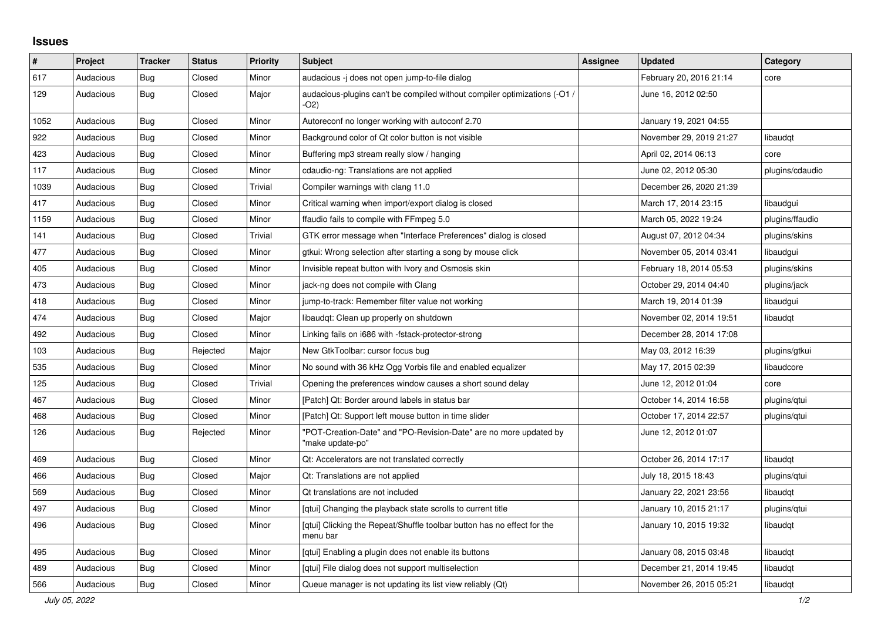## Issues

| # | Project | Tracker | Status | Priority | Subject | Assignee | Updated | Category |
|---|---|---|---|---|---|---|---|---|
| 617 | Audacious | Bug | Closed | Minor | audacious -j does not open jump-to-file dialog | | February 20, 2016 21:14 | core |
| 129 | Audacious | Bug | Closed | Major | audacious-plugins can't be compiled without compiler optimizations (-O1 / -O2) | | June 16, 2012 02:50 | |
| 1052 | Audacious | Bug | Closed | Minor | Autoreconf no longer working with autoconf 2.70 | | January 19, 2021 04:55 | |
| 922 | Audacious | Bug | Closed | Minor | Background color of Qt color button is not visible | | November 29, 2019 21:27 | libaudqt |
| 423 | Audacious | Bug | Closed | Minor | Buffering mp3 stream really slow / hanging | | April 02, 2014 06:13 | core |
| 117 | Audacious | Bug | Closed | Minor | cdaudio-ng: Translations are not applied | | June 02, 2012 05:30 | plugins/cdaudio |
| 1039 | Audacious | Bug | Closed | Trivial | Compiler warnings with clang 11.0 | | December 26, 2020 21:39 | |
| 417 | Audacious | Bug | Closed | Minor | Critical warning when import/export dialog is closed | | March 17, 2014 23:15 | libaudgui |
| 1159 | Audacious | Bug | Closed | Minor | ffaudio fails to compile with FFmpeg 5.0 | | March 05, 2022 19:24 | plugins/ffaudio |
| 141 | Audacious | Bug | Closed | Trivial | GTK error message when "Interface Preferences" dialog is closed | | August 07, 2012 04:34 | plugins/skins |
| 477 | Audacious | Bug | Closed | Minor | gtkui: Wrong selection after starting a song by mouse click | | November 05, 2014 03:41 | libaudgui |
| 405 | Audacious | Bug | Closed | Minor | Invisible repeat button with Ivory and Osmosis skin | | February 18, 2014 05:53 | plugins/skins |
| 473 | Audacious | Bug | Closed | Minor | jack-ng does not compile with Clang | | October 29, 2014 04:40 | plugins/jack |
| 418 | Audacious | Bug | Closed | Minor | jump-to-track: Remember filter value not working | | March 19, 2014 01:39 | libaudgui |
| 474 | Audacious | Bug | Closed | Major | libaudqt: Clean up properly on shutdown | | November 02, 2014 19:51 | libaudqt |
| 492 | Audacious | Bug | Closed | Minor | Linking fails on i686 with -fstack-protector-strong | | December 28, 2014 17:08 | |
| 103 | Audacious | Bug | Rejected | Major | New GtkToolbar: cursor focus bug | | May 03, 2012 16:39 | plugins/gtkui |
| 535 | Audacious | Bug | Closed | Minor | No sound with 36 kHz Ogg Vorbis file and enabled equalizer | | May 17, 2015 02:39 | libaudcore |
| 125 | Audacious | Bug | Closed | Trivial | Opening the preferences window causes a short sound delay | | June 12, 2012 01:04 | core |
| 467 | Audacious | Bug | Closed | Minor | [Patch] Qt: Border around labels in status bar | | October 14, 2014 16:58 | plugins/qtui |
| 468 | Audacious | Bug | Closed | Minor | [Patch] Qt: Support left mouse button in time slider | | October 17, 2014 22:57 | plugins/qtui |
| 126 | Audacious | Bug | Rejected | Minor | "POT-Creation-Date" and "PO-Revision-Date" are no more updated by "make update-po" | | June 12, 2012 01:07 | |
| 469 | Audacious | Bug | Closed | Minor | Qt: Accelerators are not translated correctly | | October 26, 2014 17:17 | libaudqt |
| 466 | Audacious | Bug | Closed | Major | Qt: Translations are not applied | | July 18, 2015 18:43 | plugins/qtui |
| 569 | Audacious | Bug | Closed | Minor | Qt translations are not included | | January 22, 2021 23:56 | libaudqt |
| 497 | Audacious | Bug | Closed | Minor | [qtui] Changing the playback state scrolls to current title | | January 10, 2015 21:17 | plugins/qtui |
| 496 | Audacious | Bug | Closed | Minor | [qtui] Clicking the Repeat/Shuffle toolbar button has no effect for the menu bar | | January 10, 2015 19:32 | libaudqt |
| 495 | Audacious | Bug | Closed | Minor | [qtui] Enabling a plugin does not enable its buttons | | January 08, 2015 03:48 | libaudqt |
| 489 | Audacious | Bug | Closed | Minor | [qtui] File dialog does not support multiselection | | December 21, 2014 19:45 | libaudqt |
| 566 | Audacious | Bug | Closed | Minor | Queue manager is not updating its list view reliably (Qt) | | November 26, 2015 05:21 | libaudqt |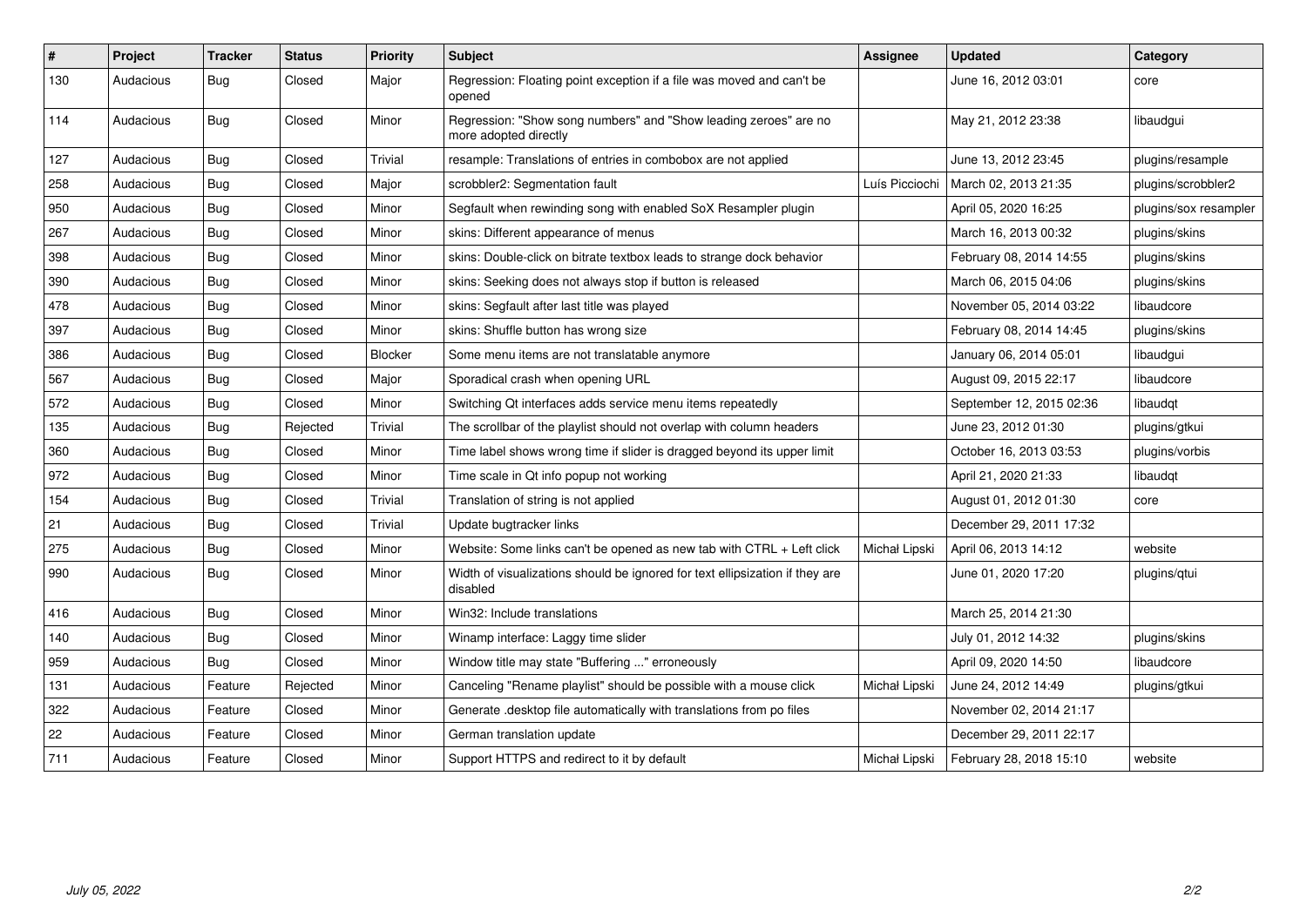| # | Project | Tracker | Status | Priority | Subject | Assignee | Updated | Category |
|---|---|---|---|---|---|---|---|---|
| 130 | Audacious | Bug | Closed | Major | Regression: Floating point exception if a file was moved and can't be opened | | June 16, 2012 03:01 | core |
| 114 | Audacious | Bug | Closed | Minor | Regression: "Show song numbers" and "Show leading zeroes" are no more adopted directly | | May 21, 2012 23:38 | libaudgui |
| 127 | Audacious | Bug | Closed | Trivial | resample: Translations of entries in combobox are not applied | | June 13, 2012 23:45 | plugins/resample |
| 258 | Audacious | Bug | Closed | Major | scrobbler2: Segmentation fault | Luís Picciochi | March 02, 2013 21:35 | plugins/scrobbler2 |
| 950 | Audacious | Bug | Closed | Minor | Segfault when rewinding song with enabled SoX Resampler plugin | | April 05, 2020 16:25 | plugins/sox resampler |
| 267 | Audacious | Bug | Closed | Minor | skins: Different appearance of menus | | March 16, 2013 00:32 | plugins/skins |
| 398 | Audacious | Bug | Closed | Minor | skins: Double-click on bitrate textbox leads to strange dock behavior | | February 08, 2014 14:55 | plugins/skins |
| 390 | Audacious | Bug | Closed | Minor | skins: Seeking does not always stop if button is released | | March 06, 2015 04:06 | plugins/skins |
| 478 | Audacious | Bug | Closed | Minor | skins: Segfault after last title was played | | November 05, 2014 03:22 | libaudcore |
| 397 | Audacious | Bug | Closed | Minor | skins: Shuffle button has wrong size | | February 08, 2014 14:45 | plugins/skins |
| 386 | Audacious | Bug | Closed | Blocker | Some menu items are not translatable anymore | | January 06, 2014 05:01 | libaudgui |
| 567 | Audacious | Bug | Closed | Major | Sporadical crash when opening URL | | August 09, 2015 22:17 | libaudcore |
| 572 | Audacious | Bug | Closed | Minor | Switching Qt interfaces adds service menu items repeatedly | | September 12, 2015 02:36 | libaudqt |
| 135 | Audacious | Bug | Rejected | Trivial | The scrollbar of the playlist should not overlap with column headers | | June 23, 2012 01:30 | plugins/gtkui |
| 360 | Audacious | Bug | Closed | Minor | Time label shows wrong time if slider is dragged beyond its upper limit | | October 16, 2013 03:53 | plugins/vorbis |
| 972 | Audacious | Bug | Closed | Minor | Time scale in Qt info popup not working | | April 21, 2020 21:33 | libaudqt |
| 154 | Audacious | Bug | Closed | Trivial | Translation of string is not applied | | August 01, 2012 01:30 | core |
| 21 | Audacious | Bug | Closed | Trivial | Update bugtracker links | | December 29, 2011 17:32 | |
| 275 | Audacious | Bug | Closed | Minor | Website: Some links can't be opened as new tab with CTRL + Left click | Michał Lipski | April 06, 2013 14:12 | website |
| 990 | Audacious | Bug | Closed | Minor | Width of visualizations should be ignored for text ellipsization if they are disabled | | June 01, 2020 17:20 | plugins/qtui |
| 416 | Audacious | Bug | Closed | Minor | Win32: Include translations | | March 25, 2014 21:30 | |
| 140 | Audacious | Bug | Closed | Minor | Winamp interface: Laggy time slider | | July 01, 2012 14:32 | plugins/skins |
| 959 | Audacious | Bug | Closed | Minor | Window title may state "Buffering ..." erroneously | | April 09, 2020 14:50 | libaudcore |
| 131 | Audacious | Feature | Rejected | Minor | Canceling "Rename playlist" should be possible with a mouse click | Michał Lipski | June 24, 2012 14:49 | plugins/gtkui |
| 322 | Audacious | Feature | Closed | Minor | Generate .desktop file automatically with translations from po files | | November 02, 2014 21:17 | |
| 22 | Audacious | Feature | Closed | Minor | German translation update | | December 29, 2011 22:17 | |
| 711 | Audacious | Feature | Closed | Minor | Support HTTPS and redirect to it by default | Michał Lipski | February 28, 2018 15:10 | website |